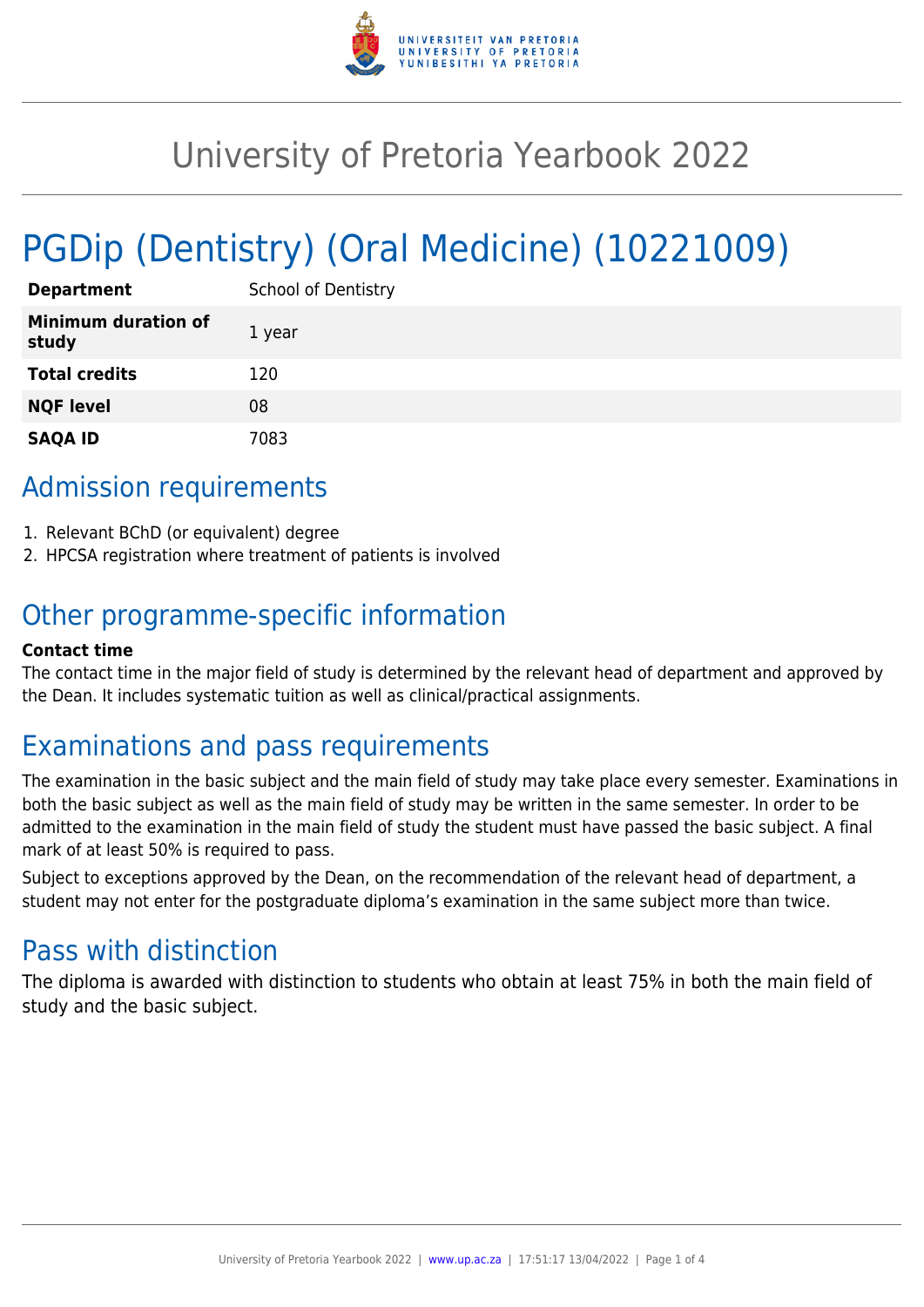# University of Pretoria Yearbook 2022

## PGDip (Dentistry) (Oral Medicine) (10221009)

| | |
|---|---|
| **Department** | School of Dentistry |
| **Minimum duration of study** | 1 year |
| **Total credits** | 120 |
| **NQF level** | 08 |
| **SAQA ID** | 7083 |

## Admission requirements

1. Relevant BChD (or equivalent) degree
2. HPCSA registration where treatment of patients is involved

## Other programme-specific information

**Contact time**

The contact time in the major field of study is determined by the relevant head of department and approved by the Dean. It includes systematic tuition as well as clinical/practical assignments.

## Examinations and pass requirements

The examination in the basic subject and the main field of study may take place every semester. Examinations in both the basic subject as well as the main field of study may be written in the same semester. In order to be admitted to the examination in the main field of study the student must have passed the basic subject. A final mark of at least 50% is required to pass.

Subject to exceptions approved by the Dean, on the recommendation of the relevant head of department, a student may not enter for the postgraduate diploma's examination in the same subject more than twice.

## Pass with distinction

The diploma is awarded with distinction to students who obtain at least 75% in both the main field of study and the basic subject.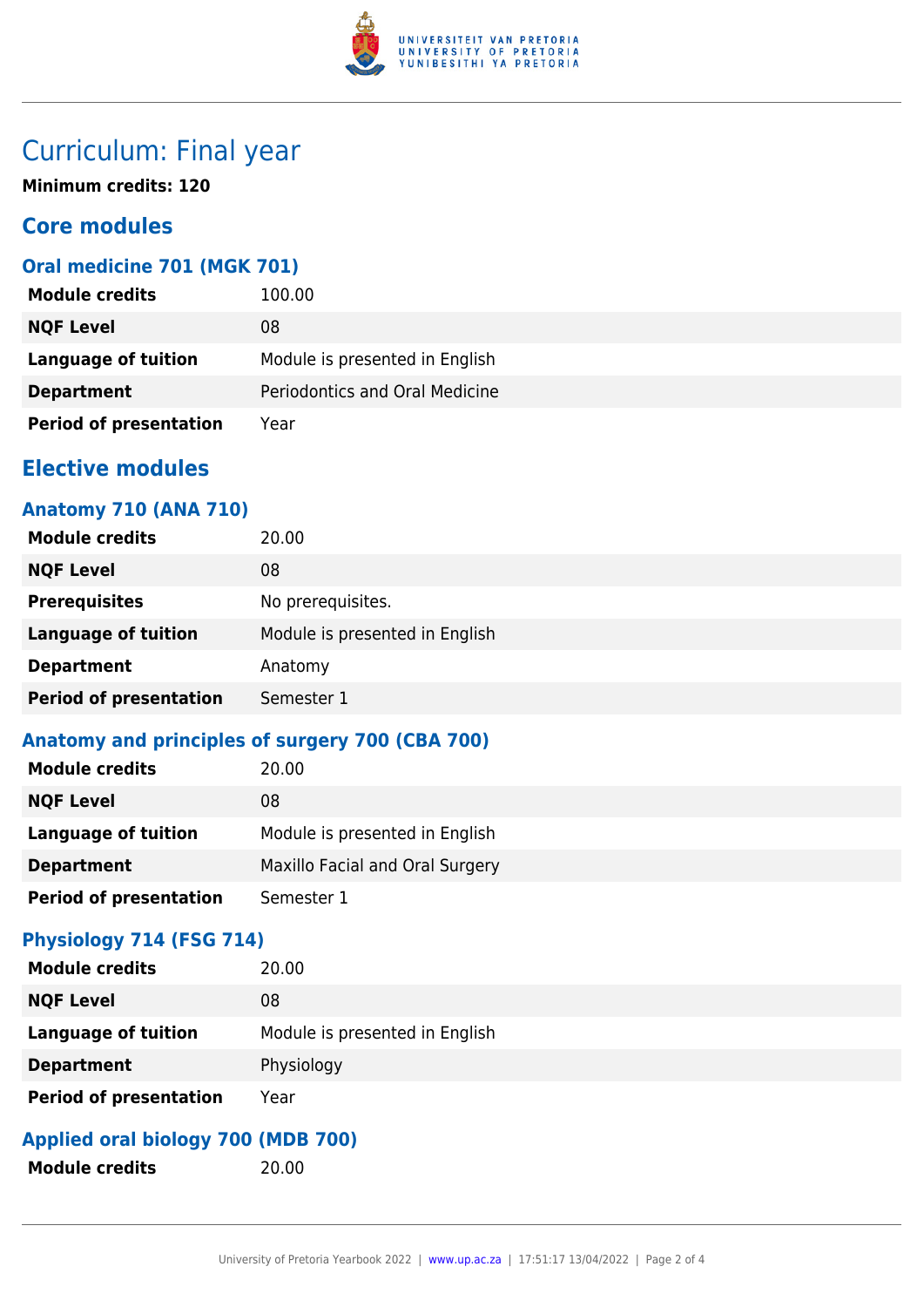# Curriculum: Final year

**Minimum credits: 120**

## Core modules

### Oral medicine 701 (MGK 701)

| | |
|---|---|
| **Module credits** | 100.00 |
| **NQF Level** | 08 |
| **Language of tuition** | Module is presented in English |
| **Department** | Periodontics and Oral Medicine |
| **Period of presentation** | Year |

## Elective modules

### Anatomy 710 (ANA 710)

| | |
|---|---|
| **Module credits** | 20.00 |
| **NQF Level** | 08 |
| **Prerequisites** | No prerequisites. |
| **Language of tuition** | Module is presented in English |
| **Department** | Anatomy |
| **Period of presentation** | Semester 1 |

### Anatomy and principles of surgery 700 (CBA 700)

| | |
|---|---|
| **Module credits** | 20.00 |
| **NQF Level** | 08 |
| **Language of tuition** | Module is presented in English |
| **Department** | Maxillo Facial and Oral Surgery |
| **Period of presentation** | Semester 1 |

### Physiology 714 (FSG 714)

| | |
|---|---|
| **Module credits** | 20.00 |
| **NQF Level** | 08 |
| **Language of tuition** | Module is presented in English |
| **Department** | Physiology |
| **Period of presentation** | Year |

### Applied oral biology 700 (MDB 700)

| | |
|---|---|
| **Module credits** | 20.00 |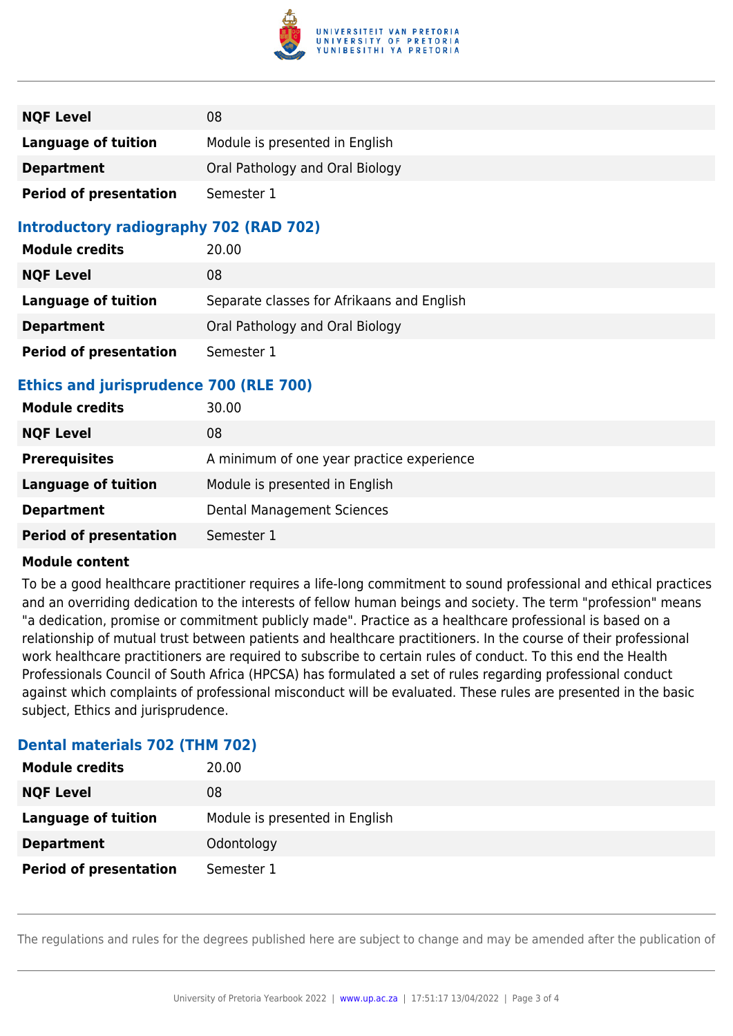| | |
|---|---|
| **NQF Level** | 08 |
| **Language of tuition** | Module is presented in English |
| **Department** | Oral Pathology and Oral Biology |
| **Period of presentation** | Semester 1 |

### Introductory radiography 702 (RAD 702)

| | |
|---|---|
| **Module credits** | 20.00 |
| **NQF Level** | 08 |
| **Language of tuition** | Separate classes for Afrikaans and English |
| **Department** | Oral Pathology and Oral Biology |
| **Period of presentation** | Semester 1 |

### Ethics and jurisprudence 700 (RLE 700)

| | |
|---|---|
| **Module credits** | 30.00 |
| **NQF Level** | 08 |
| **Prerequisites** | A minimum of one year practice experience |
| **Language of tuition** | Module is presented in English |
| **Department** | Dental Management Sciences |
| **Period of presentation** | Semester 1 |

**Module content**

To be a good healthcare practitioner requires a life-long commitment to sound professional and ethical practices and an overriding dedication to the interests of fellow human beings and society. The term "profession" means "a dedication, promise or commitment publicly made". Practice as a healthcare professional is based on a relationship of mutual trust between patients and healthcare practitioners. In the course of their professional work healthcare practitioners are required to subscribe to certain rules of conduct. To this end the Health Professionals Council of South Africa (HPCSA) has formulated a set of rules regarding professional conduct against which complaints of professional misconduct will be evaluated. These rules are presented in the basic subject, Ethics and jurisprudence.

### Dental materials 702 (THM 702)

| | |
|---|---|
| **Module credits** | 20.00 |
| **NQF Level** | 08 |
| **Language of tuition** | Module is presented in English |
| **Department** | Odontology |
| **Period of presentation** | Semester 1 |

The regulations and rules for the degrees published here are subject to change and may be amended after the publication of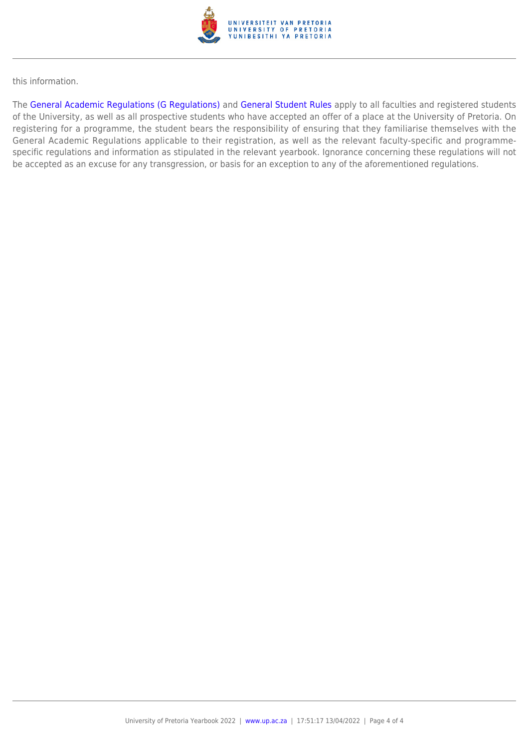this information.

The General Academic Regulations (G Regulations) and General Student Rules apply to all faculties and registered students of the University, as well as all prospective students who have accepted an offer of a place at the University of Pretoria. On registering for a programme, the student bears the responsibility of ensuring that they familiarise themselves with the General Academic Regulations applicable to their registration, as well as the relevant faculty-specific and programme-specific regulations and information as stipulated in the relevant yearbook. Ignorance concerning these regulations will not be accepted as an excuse for any transgression, or basis for an exception to any of the aforementioned regulations.